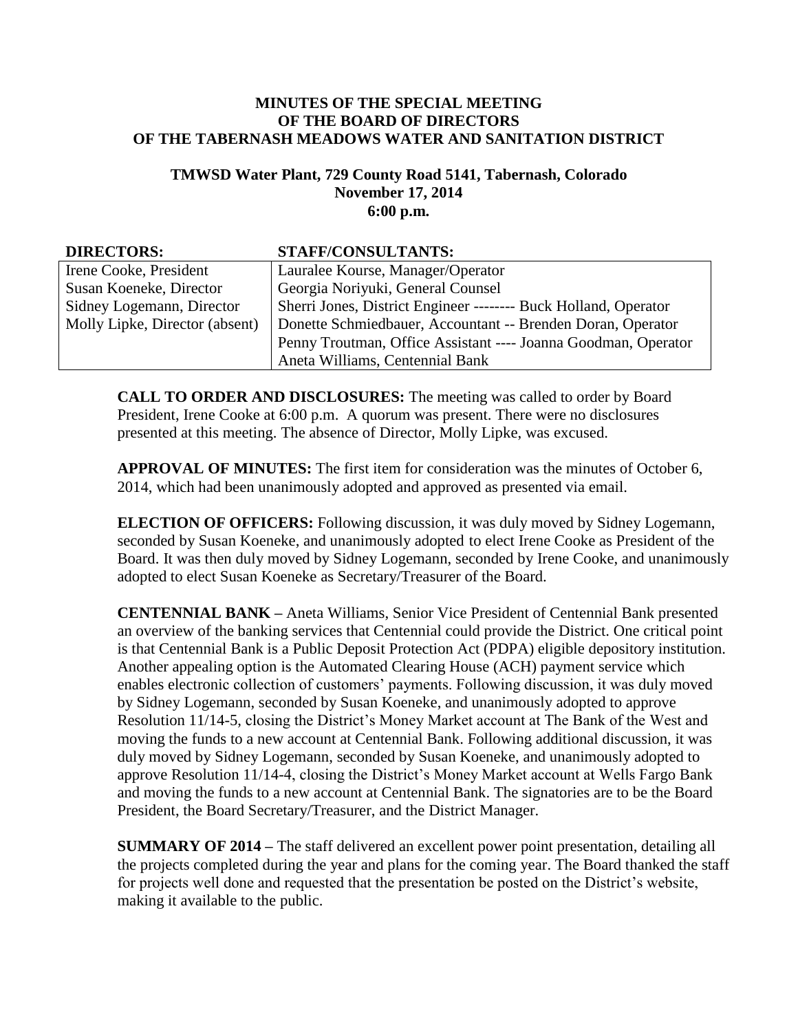**MINUTES OF THE SPECIAL MEETING**
**OF THE BOARD OF DIRECTORS**
**OF THE TABERNASH MEADOWS WATER AND SANITATION DISTRICT**

**TMWSD Water Plant, 729 County Road 5141, Tabernash, Colorado**
**November 17, 2014**
**6:00 p.m.**

| **DIRECTORS:** | **STAFF/CONSULTANTS:** |
|---|---|
| Irene Cooke, President | Lauralee Kourse, Manager/Operator |
| Susan Koeneke, Director | Georgia Noriyuki, General Counsel |
| Sidney Logemann, Director | Sherri Jones, District Engineer -------- Buck Holland, Operator |
| Molly Lipke, Director (absent) | Donette Schmiedbauer, Accountant -- Brenden Doran, Operator |
| | Penny Troutman, Office Assistant ---- Joanna Goodman, Operator |
| | Aneta Williams, Centennial Bank |

**CALL TO ORDER AND DISCLOSURES:** The meeting was called to order by Board President, Irene Cooke at 6:00 p.m. A quorum was present. There were no disclosures presented at this meeting. The absence of Director, Molly Lipke, was excused.

**APPROVAL OF MINUTES:** The first item for consideration was the minutes of October 6, 2014, which had been unanimously adopted and approved as presented via email.

**ELECTION OF OFFICERS:** Following discussion, it was duly moved by Sidney Logemann, seconded by Susan Koeneke, and unanimously adopted to elect Irene Cooke as President of the Board. It was then duly moved by Sidney Logemann, seconded by Irene Cooke, and unanimously adopted to elect Susan Koeneke as Secretary/Treasurer of the Board.

**CENTENNIAL BANK –** Aneta Williams, Senior Vice President of Centennial Bank presented an overview of the banking services that Centennial could provide the District. One critical point is that Centennial Bank is a Public Deposit Protection Act (PDPA) eligible depository institution. Another appealing option is the Automated Clearing House (ACH) payment service which enables electronic collection of customers' payments. Following discussion, it was duly moved by Sidney Logemann, seconded by Susan Koeneke, and unanimously adopted to approve Resolution 11/14-5, closing the District's Money Market account at The Bank of the West and moving the funds to a new account at Centennial Bank. Following additional discussion, it was duly moved by Sidney Logemann, seconded by Susan Koeneke, and unanimously adopted to approve Resolution 11/14-4, closing the District's Money Market account at Wells Fargo Bank and moving the funds to a new account at Centennial Bank. The signatories are to be the Board President, the Board Secretary/Treasurer, and the District Manager.

**SUMMARY OF 2014 –** The staff delivered an excellent power point presentation, detailing all the projects completed during the year and plans for the coming year. The Board thanked the staff for projects well done and requested that the presentation be posted on the District's website, making it available to the public.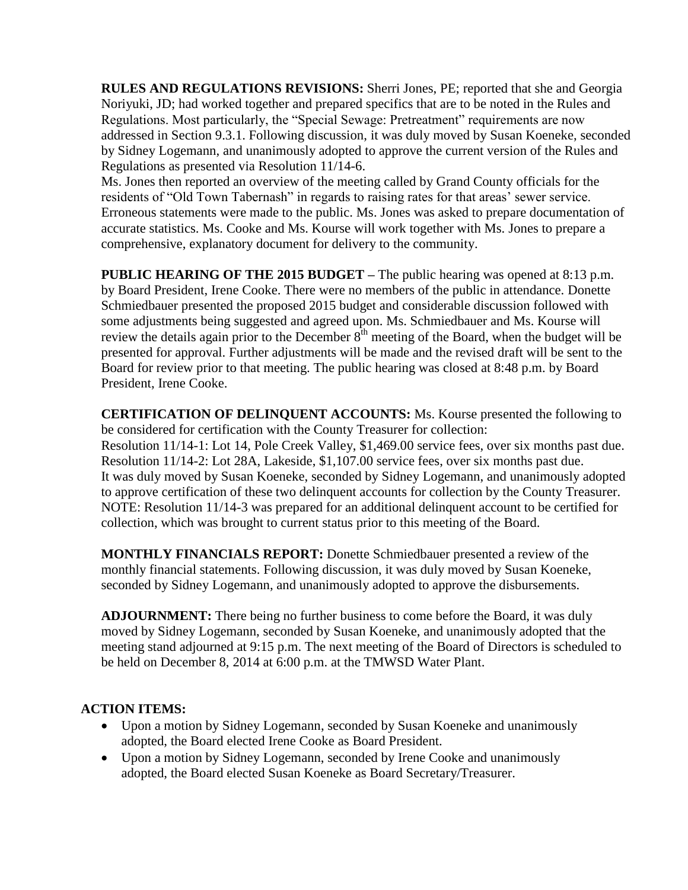**RULES AND REGULATIONS REVISIONS:** Sherri Jones, PE; reported that she and Georgia Noriyuki, JD; had worked together and prepared specifics that are to be noted in the Rules and Regulations. Most particularly, the "Special Sewage: Pretreatment" requirements are now addressed in Section 9.3.1. Following discussion, it was duly moved by Susan Koeneke, seconded by Sidney Logemann, and unanimously adopted to approve the current version of the Rules and Regulations as presented via Resolution 11/14-6.

Ms. Jones then reported an overview of the meeting called by Grand County officials for the residents of "Old Town Tabernash" in regards to raising rates for that areas' sewer service. Erroneous statements were made to the public. Ms. Jones was asked to prepare documentation of accurate statistics. Ms. Cooke and Ms. Kourse will work together with Ms. Jones to prepare a comprehensive, explanatory document for delivery to the community.

**PUBLIC HEARING OF THE 2015 BUDGET –** The public hearing was opened at 8:13 p.m. by Board President, Irene Cooke. There were no members of the public in attendance. Donette Schmiedbauer presented the proposed 2015 budget and considerable discussion followed with some adjustments being suggested and agreed upon. Ms. Schmiedbauer and Ms. Kourse will review the details again prior to the December 8th meeting of the Board, when the budget will be presented for approval. Further adjustments will be made and the revised draft will be sent to the Board for review prior to that meeting. The public hearing was closed at 8:48 p.m. by Board President, Irene Cooke.

**CERTIFICATION OF DELINQUENT ACCOUNTS:** Ms. Kourse presented the following to be considered for certification with the County Treasurer for collection:
Resolution 11/14-1: Lot 14, Pole Creek Valley, $1,469.00 service fees, over six months past due.
Resolution 11/14-2: Lot 28A, Lakeside, $1,107.00 service fees, over six months past due.
It was duly moved by Susan Koeneke, seconded by Sidney Logemann, and unanimously adopted to approve certification of these two delinquent accounts for collection by the County Treasurer.
NOTE: Resolution 11/14-3 was prepared for an additional delinquent account to be certified for collection, which was brought to current status prior to this meeting of the Board.

**MONTHLY FINANCIALS REPORT:** Donette Schmiedbauer presented a review of the monthly financial statements. Following discussion, it was duly moved by Susan Koeneke, seconded by Sidney Logemann, and unanimously adopted to approve the disbursements.

**ADJOURNMENT:** There being no further business to come before the Board, it was duly moved by Sidney Logemann, seconded by Susan Koeneke, and unanimously adopted that the meeting stand adjourned at 9:15 p.m. The next meeting of the Board of Directors is scheduled to be held on December 8, 2014 at 6:00 p.m. at the TMWSD Water Plant.

**ACTION ITEMS:**

- Upon a motion by Sidney Logemann, seconded by Susan Koeneke and unanimously adopted, the Board elected Irene Cooke as Board President.
- Upon a motion by Sidney Logemann, seconded by Irene Cooke and unanimously adopted, the Board elected Susan Koeneke as Board Secretary/Treasurer.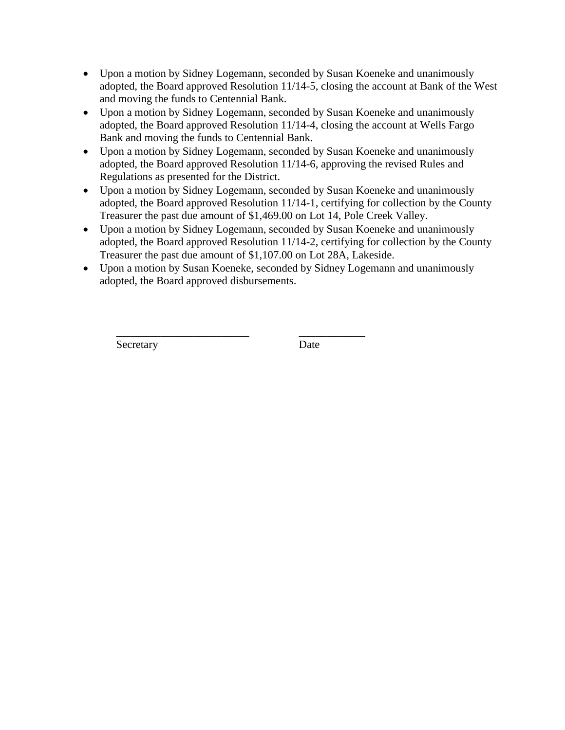- Upon a motion by Sidney Logemann, seconded by Susan Koeneke and unanimously adopted, the Board approved Resolution 11/14-5, closing the account at Bank of the West and moving the funds to Centennial Bank.
- Upon a motion by Sidney Logemann, seconded by Susan Koeneke and unanimously adopted, the Board approved Resolution 11/14-4, closing the account at Wells Fargo Bank and moving the funds to Centennial Bank.
- Upon a motion by Sidney Logemann, seconded by Susan Koeneke and unanimously adopted, the Board approved Resolution 11/14-6, approving the revised Rules and Regulations as presented for the District.
- Upon a motion by Sidney Logemann, seconded by Susan Koeneke and unanimously adopted, the Board approved Resolution 11/14-1, certifying for collection by the County Treasurer the past due amount of $1,469.00 on Lot 14, Pole Creek Valley.
- Upon a motion by Sidney Logemann, seconded by Susan Koeneke and unanimously adopted, the Board approved Resolution 11/14-2, certifying for collection by the County Treasurer the past due amount of $1,107.00 on Lot 28A, Lakeside.
- Upon a motion by Susan Koeneke, seconded by Sidney Logemann and unanimously adopted, the Board approved disbursements.

________________________ ____________

Secretary Date